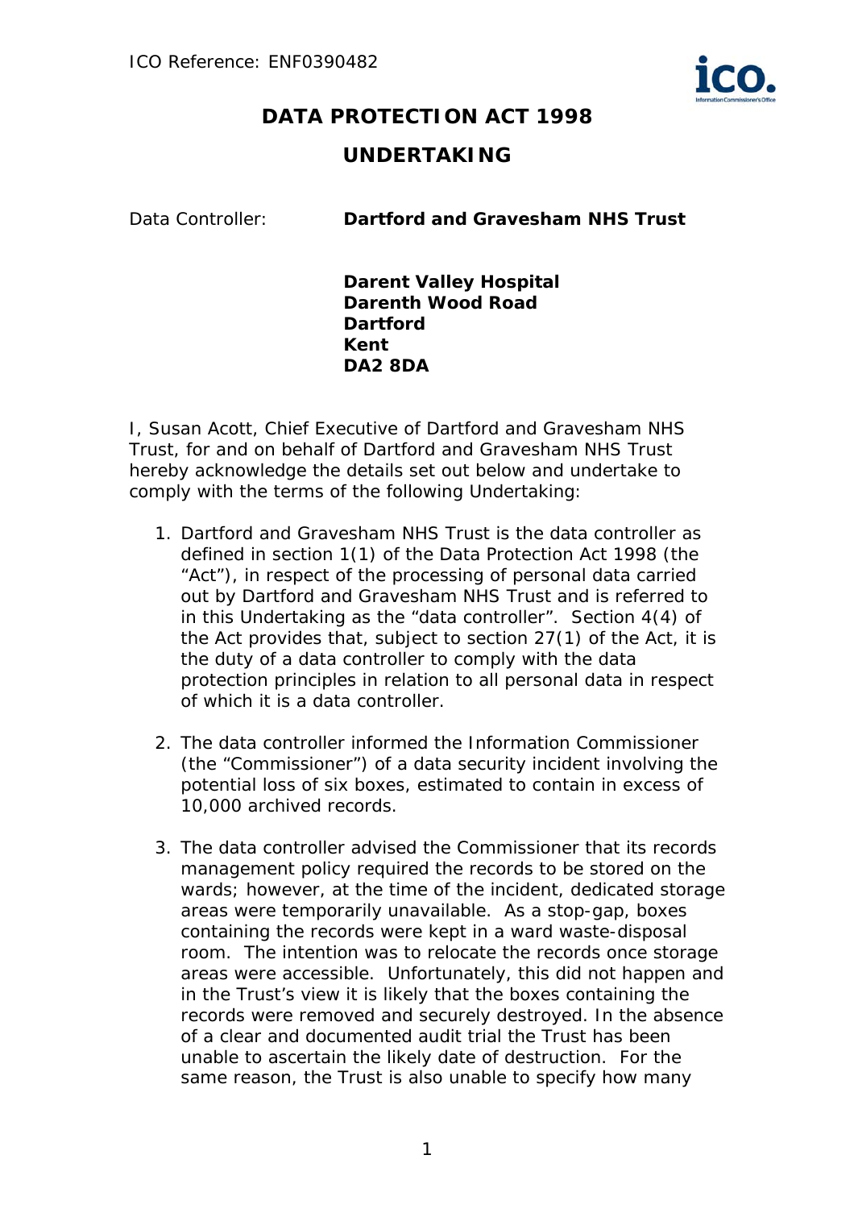ICO Reference: ENF0390482

# DATA PROTECTION ACT 1998

## UNDERTAKING

Data Controller: **Dartford and Gravesham NHS Trust**

**Darent Valley Hospital**
**Darenth Wood Road**
**Dartford**
**Kent**
**DA2 8DA**

I, Susan Acott, Chief Executive of Dartford and Gravesham NHS Trust, for and on behalf of Dartford and Gravesham NHS Trust hereby acknowledge the details set out below and undertake to comply with the terms of the following Undertaking:

1. Dartford and Gravesham NHS Trust is the data controller as defined in section 1(1) of the Data Protection Act 1998 (the "Act"), in respect of the processing of personal data carried out by Dartford and Gravesham NHS Trust and is referred to in this Undertaking as the "data controller". Section 4(4) of the Act provides that, subject to section 27(1) of the Act, it is the duty of a data controller to comply with the data protection principles in relation to all personal data in respect of which it is a data controller.

2. The data controller informed the Information Commissioner (the "Commissioner") of a data security incident involving the potential loss of six boxes, estimated to contain in excess of 10,000 archived records.

3. The data controller advised the Commissioner that its records management policy required the records to be stored on the wards; however, at the time of the incident, dedicated storage areas were temporarily unavailable. As a stop-gap, boxes containing the records were kept in a ward waste-disposal room. The intention was to relocate the records once storage areas were accessible. Unfortunately, this did not happen and in the Trust's view it is likely that the boxes containing the records were removed and securely destroyed. In the absence of a clear and documented audit trial the Trust has been unable to ascertain the likely date of destruction. For the same reason, the Trust is also unable to specify how many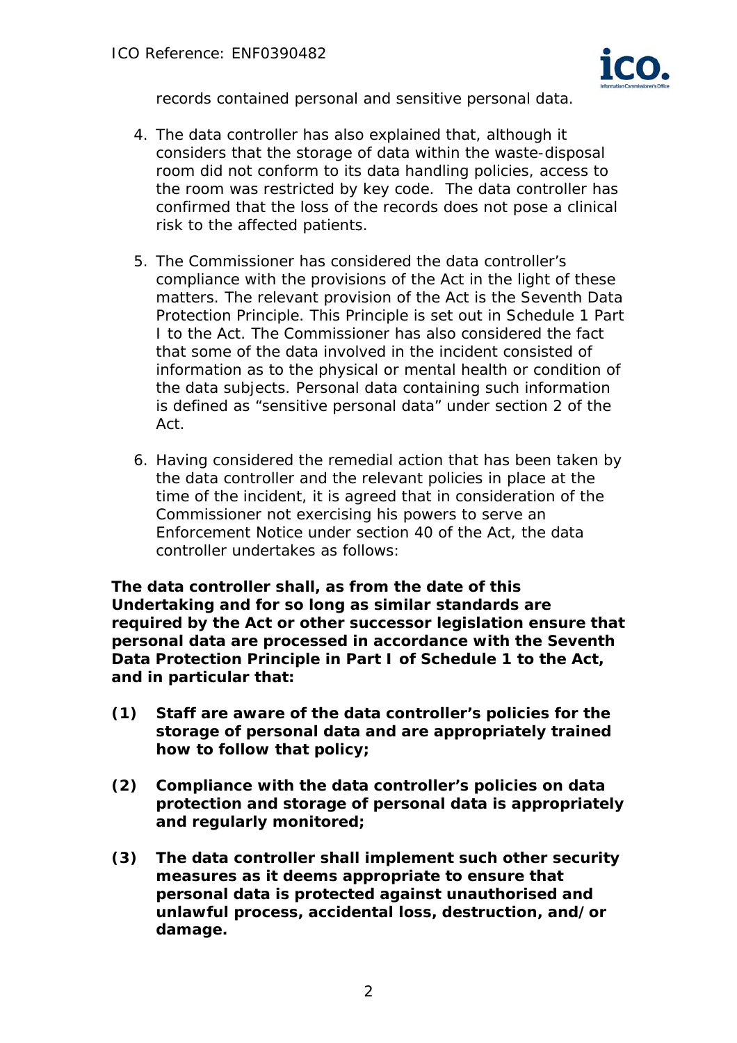records contained personal and sensitive personal data.

4. The data controller has also explained that, although it considers that the storage of data within the waste-disposal room did not conform to its data handling policies, access to the room was restricted by key code. The data controller has confirmed that the loss of the records does not pose a clinical risk to the affected patients.

5. The Commissioner has considered the data controller's compliance with the provisions of the Act in the light of these matters. The relevant provision of the Act is the Seventh Data Protection Principle. This Principle is set out in Schedule 1 Part I to the Act. The Commissioner has also considered the fact that some of the data involved in the incident consisted of information as to the physical or mental health or condition of the data subjects. Personal data containing such information is defined as "sensitive personal data" under section 2 of the Act.

6. Having considered the remedial action that has been taken by the data controller and the relevant policies in place at the time of the incident, it is agreed that in consideration of the Commissioner not exercising his powers to serve an Enforcement Notice under section 40 of the Act, the data controller undertakes as follows:

**The data controller shall, as from the date of this Undertaking and for so long as similar standards are required by the Act or other successor legislation ensure that personal data are processed in accordance with the Seventh Data Protection Principle in Part I of Schedule 1 to the Act, and in particular that:**

**(1) Staff are aware of the data controller's policies for the storage of personal data and are appropriately trained how to follow that policy;**

**(2) Compliance with the data controller's policies on data protection and storage of personal data is appropriately and regularly monitored;**

**(3) The data controller shall implement such other security measures as it deems appropriate to ensure that personal data is protected against unauthorised and unlawful process, accidental loss, destruction, and/or damage.**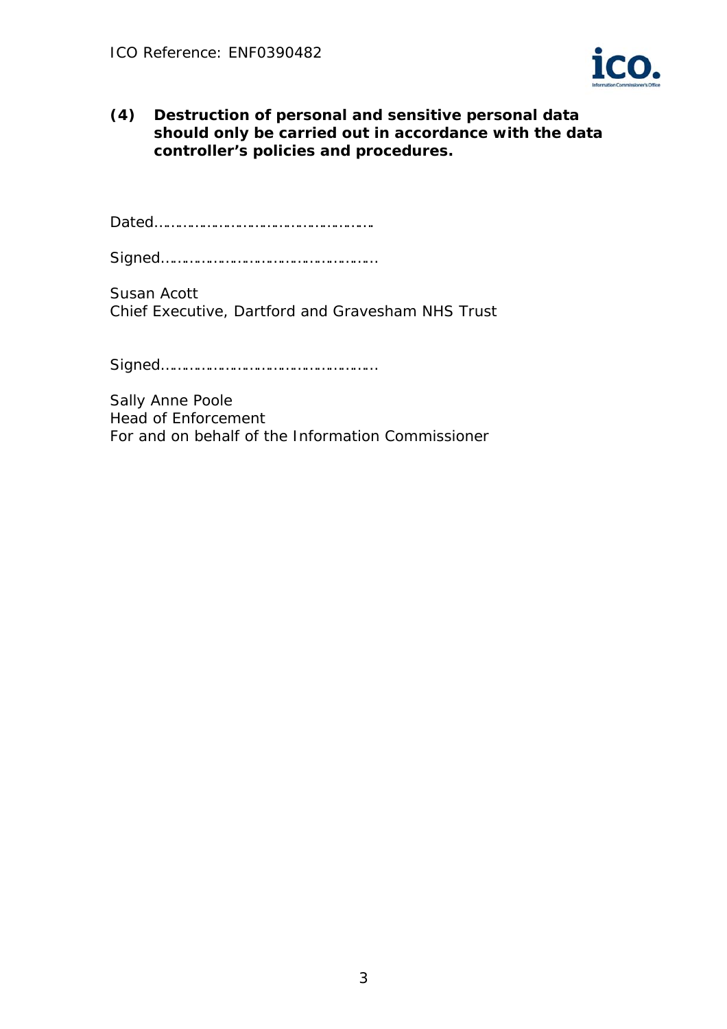**(4) Destruction of personal and sensitive personal data should only be carried out in accordance with the data controller's policies and procedures.**

Dated…………………………………………….

Signed……………………………………………

Susan Acott
Chief Executive, Dartford and Gravesham NHS Trust

Signed……………………………………………

Sally Anne Poole
Head of Enforcement
For and on behalf of the Information Commissioner